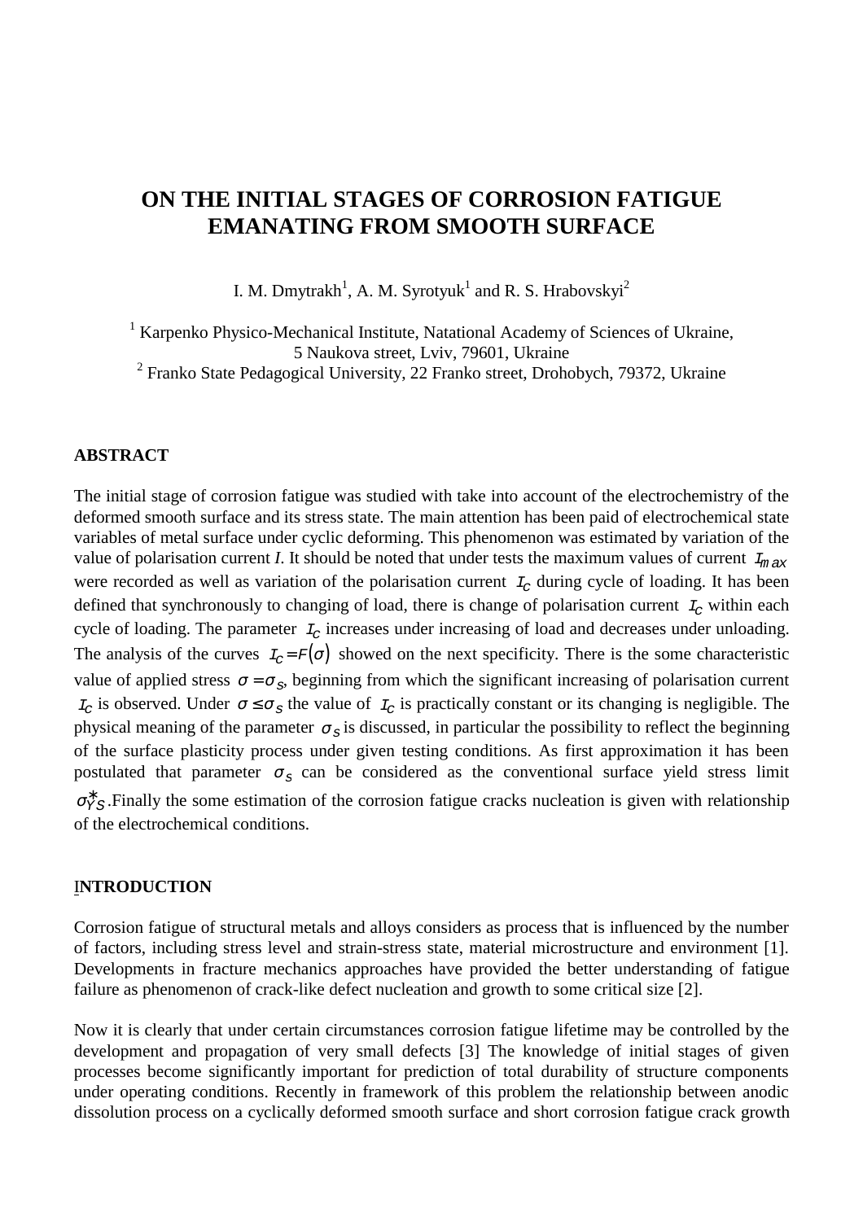# ON THE INITIAL STAGES OF CORROSION FATIGUE EMANATING FROM SMOOTH SURFACE

I. M. Dmytrakh[1], A. M. Syrotyuk[1] and R. S. Hrabovskyi[2]

[1] Karpenko Physico-Mechanical Institute, Natational Academy of Sciences of Ukraine, 5 Naukova street, Lviv, 79601, Ukraine
[2] Franko State Pedagogical University, 22 Franko street, Drohobych, 79372, Ukraine

## ABSTRACT

The initial stage of corrosion fatigue was studied with take into account of the electrochemistry of the deformed smooth surface and its stress state. The main attention has been paid of electrochemical state variables of metal surface under cyclic deforming. This phenomenon was estimated by variation of the value of polarisation current *I*. It should be noted that under tests the maximum values of current $I_{max}$ were recorded as well as variation of the polarisation current $I_C$ during cycle of loading. It has been defined that synchronously to changing of load, there is change of polarisation current $I_C$ within each cycle of loading. The parameter $I_C$ increases under increasing of load and decreases under unloading. The analysis of the curves $I_C = F(\sigma)$ showed on the next specificity. There is the some characteristic value of applied stress $\sigma = \sigma_S$, beginning from which the significant increasing of polarisation current $I_C$ is observed. Under $\sigma \leq \sigma_S$ the value of $I_C$ is practically constant or its changing is negligible. The physical meaning of the parameter $\sigma_S$ is discussed, in particular the possibility to reflect the beginning of the surface plasticity process under given testing conditions. As first approximation it has been postulated that parameter $\sigma_S$ can be considered as the conventional surface yield stress limit $\sigma^*_{YS}$.Finally the some estimation of the corrosion fatigue cracks nucleation is given with relationship of the electrochemical conditions.

## INTRODUCTION

Corrosion fatigue of structural metals and alloys considers as process that is influenced by the number of factors, including stress level and strain-stress state, material microstructure and environment [1]. Developments in fracture mechanics approaches have provided the better understanding of fatigue failure as phenomenon of crack-like defect nucleation and growth to some critical size [2].

Now it is clearly that under certain circumstances corrosion fatigue lifetime may be controlled by the development and propagation of very small defects [3] The knowledge of initial stages of given processes become significantly important for prediction of total durability of structure components under operating conditions. Recently in framework of this problem the relationship between anodic dissolution process on a cyclically deformed smooth surface and short corrosion fatigue crack growth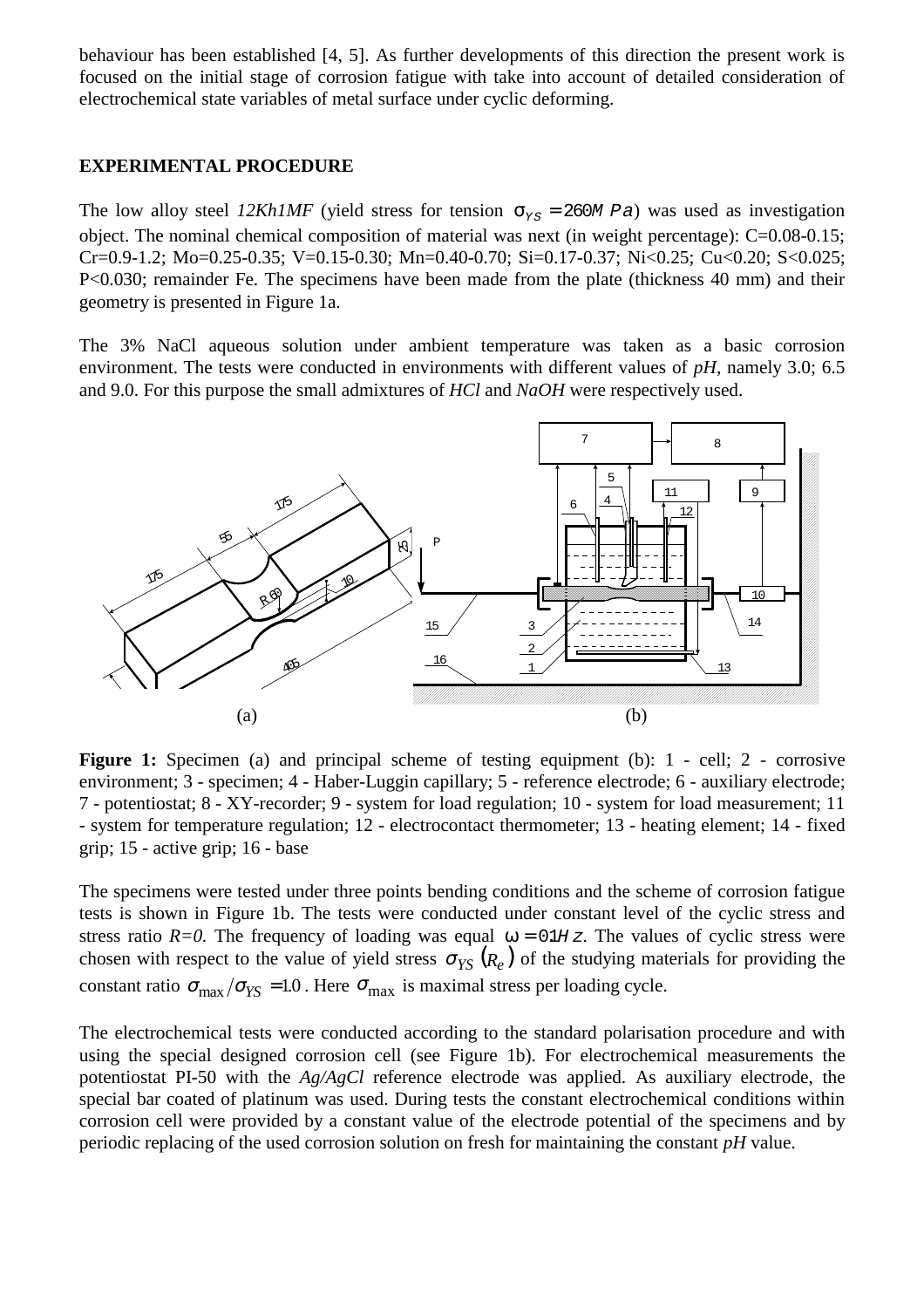behaviour has been established [4, 5]. As further developments of this direction the present work is focused on the initial stage of corrosion fatigue with take into account of detailed consideration of electrochemical state variables of metal surface under cyclic deforming.

## EXPERIMENTAL PROCEDURE

The low alloy steel *12Kh1MF* (yield stress for tension $\sigma_{YS} = 260 MPa$) was used as investigation object. The nominal chemical composition of material was next (in weight percentage): C=0.08-0.15; Cr=0.9-1.2; Mo=0.25-0.35; V=0.15-0.30; Mn=0.40-0.70; Si=0.17-0.37; Ni<0.25; Cu<0.20; S<0.025; P<0.030; remainder Fe. The specimens have been made from the plate (thickness 40 mm) and their geometry is presented in Figure 1a.

The 3% NaCl aqueous solution under ambient temperature was taken as a basic corrosion environment. The tests were conducted in environments with different values of *pH*, namely 3.0; 6.5 and 9.0. For this purpose the small admixtures of *HCl* and *NaOH* were respectively used.

(a) (b)

**Figure 1:** Specimen (a) and principal scheme of testing equipment (b): 1 - cell; 2 - corrosive environment; 3 - specimen; 4 - Haber-Luggin capillary; 5 - reference electrode; 6 - auxiliary electrode; 7 - potentiostat; 8 - XY-recorder; 9 - system for load regulation; 10 - system for load measurement; 11 - system for temperature regulation; 12 - electrocontact thermometer; 13 - heating element; 14 - fixed grip; 15 - active grip; 16 - base

The specimens were tested under three points bending conditions and the scheme of corrosion fatigue tests is shown in Figure 1b. The tests were conducted under constant level of the cyclic stress and stress ratio *R=0*. The frequency of loading was equal $\omega = 0.1 Hz$. The values of cyclic stress were chosen with respect to the value of yield stress $\sigma_{YS}\left(R_e\right)$ of the studying materials for providing the constant ratio $\sigma_{\max}/\sigma_{YS} = 1.0$. Here $\sigma_{\max}$ is maximal stress per loading cycle.

The electrochemical tests were conducted according to the standard polarisation procedure and with using the special designed corrosion cell (see Figure 1b). For electrochemical measurements the potentiostat PI-50 with the *Ag/AgCl* reference electrode was applied. As auxiliary electrode, the special bar coated of platinum was used. During tests the constant electrochemical conditions within corrosion cell were provided by a constant value of the electrode potential of the specimens and by periodic replacing of the used corrosion solution on fresh for maintaining the constant *pH* value.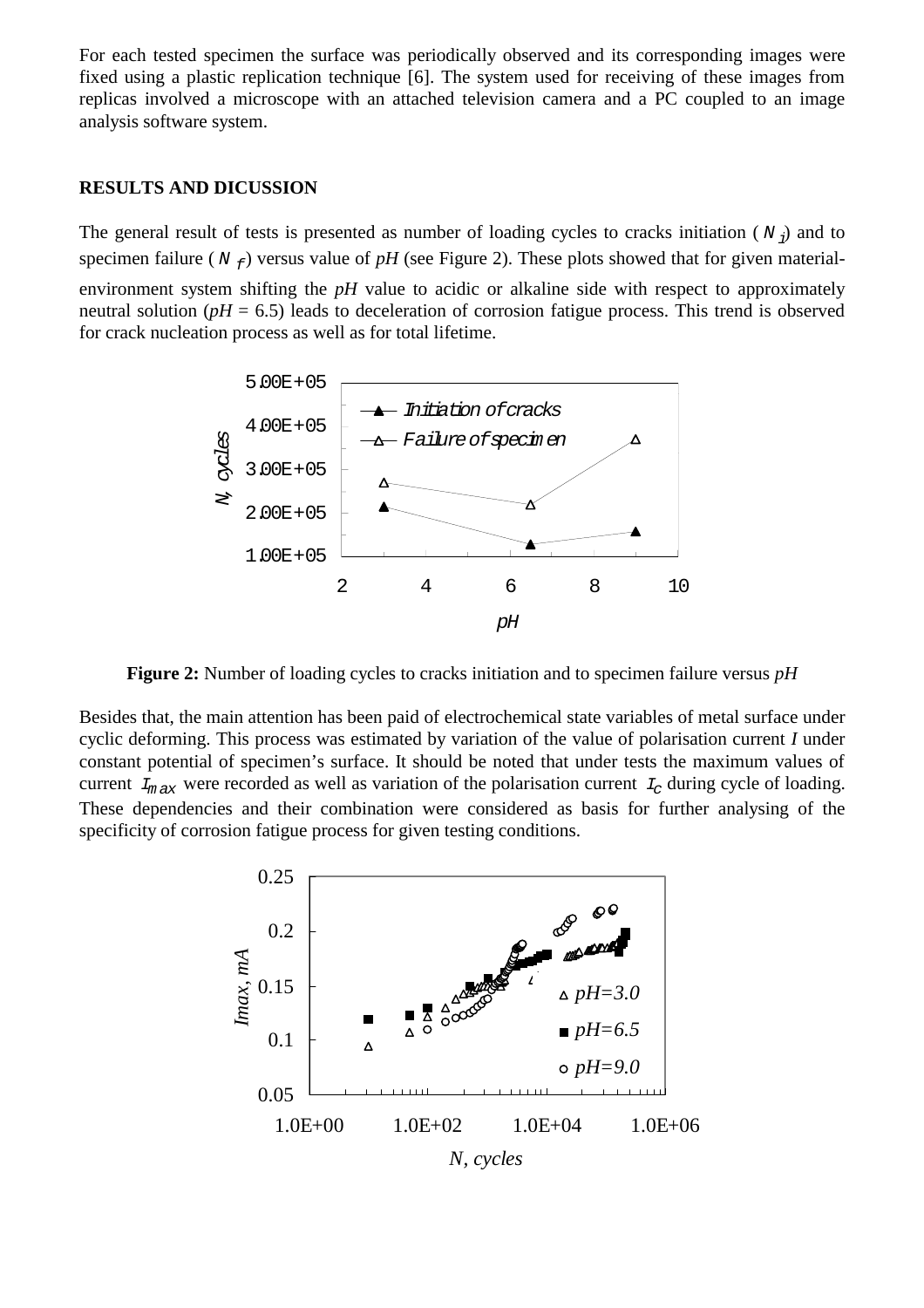For each tested specimen the surface was periodically observed and its corresponding images were fixed using a plastic replication technique [6]. The system used for receiving of these images from replicas involved a microscope with an attached television camera and a PC coupled to an image analysis software system.

## RESULTS AND DICUSSION

The general result of tests is presented as number of loading cycles to cracks initiation ($N_i$) and to specimen failure ($N_f$) versus value of *pH* (see Figure 2). These plots showed that for given material-environment system shifting the *pH* value to acidic or alkaline side with respect to approximately neutral solution (*pH* = 6.5) leads to deceleration of corrosion fatigue process. This trend is observed for crack nucleation process as well as for total lifetime.

**Figure 2:** Number of loading cycles to cracks initiation and to specimen failure versus *pH*

Besides that, the main attention has been paid of electrochemical state variables of metal surface under cyclic deforming. This process was estimated by variation of the value of polarisation current *I* under constant potential of specimen's surface. It should be noted that under tests the maximum values of current $I_{max}$ were recorded as well as variation of the polarisation current $I_C$ during cycle of loading. These dependencies and their combination were considered as basis for further analysing of the specificity of corrosion fatigue process for given testing conditions.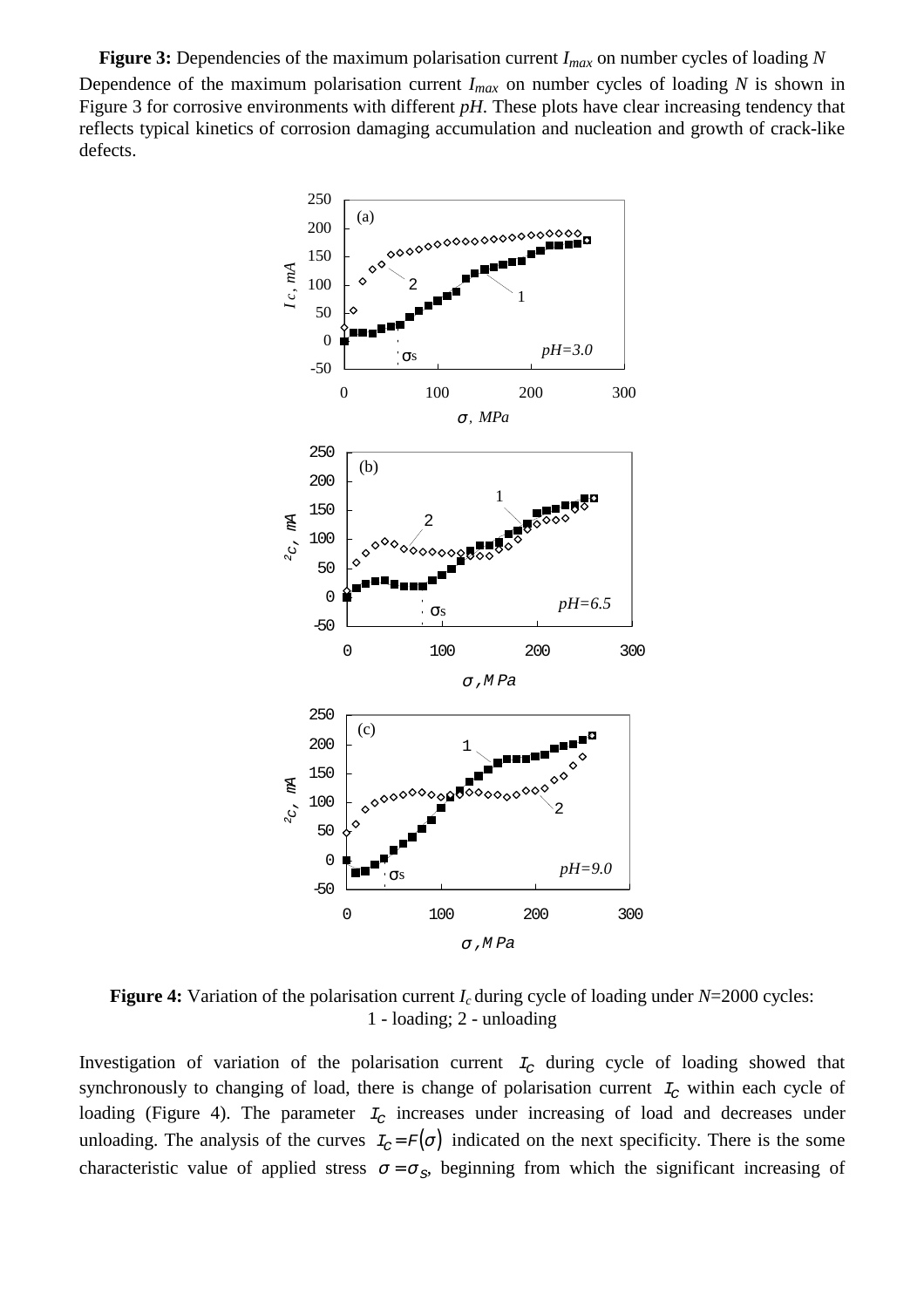**Figure 3:** Dependencies of the maximum polarisation current $I_{max}$ on number cycles of loading $N$

Dependence of the maximum polarisation current $I_{max}$ on number cycles of loading $N$ is shown in Figure 3 for corrosive environments with different *pH*. These plots have clear increasing tendency that reflects typical kinetics of corrosion damaging accumulation and nucleation and growth of crack-like defects.

**Figure 4:** Variation of the polarisation current $I_c$ during cycle of loading under $N$=2000 cycles: 1 - loading; 2 - unloading

Investigation of variation of the polarisation current $I_c$ during cycle of loading showed that synchronously to changing of load, there is change of polarisation current $I_c$ within each cycle of loading (Figure 4). The parameter $I_c$ increases under increasing of load and decreases under unloading. The analysis of the curves $I_c = F(\sigma)$ indicated on the next specificity. There is the some characteristic value of applied stress $\sigma = \sigma_S$, beginning from which the significant increasing of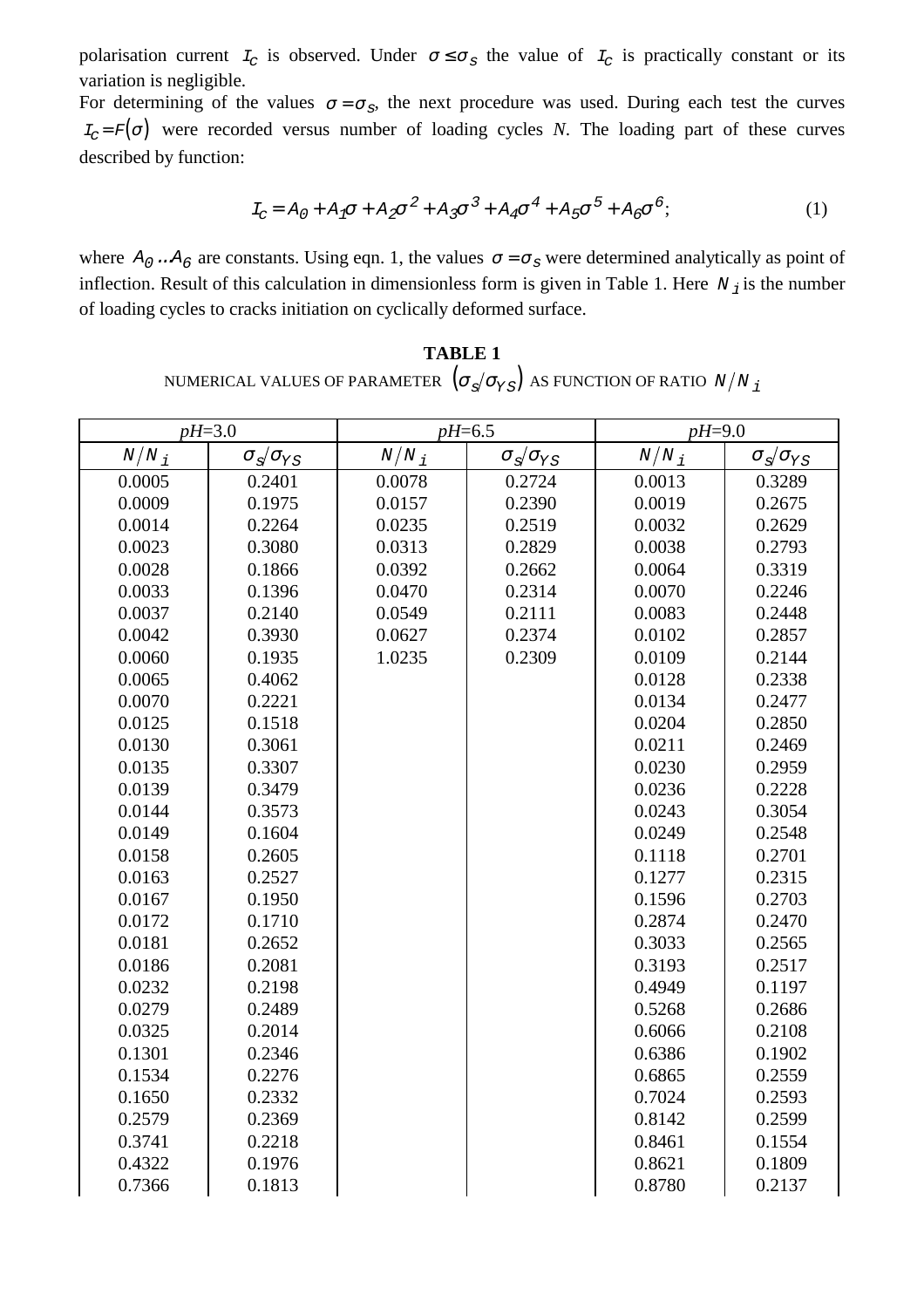polarisation current $I_C$ is observed. Under $\sigma \leq \sigma_S$ the value of $I_C$ is practically constant or its variation is negligible.

For determining of the values $\sigma = \sigma_S$, the next procedure was used. During each test the curves $I_C = F(\sigma)$ were recorded versus number of loading cycles *N*. The loading part of these curves described by function:

$$I_C = A_0 + A_1\sigma + A_2\sigma^2 + A_3\sigma^3 + A_4\sigma^4 + A_5\sigma^5 + A_6\sigma^6; \qquad (1)$$

where $A_0 .. A_6$ are constants. Using eqn. 1, the values $\sigma = \sigma_S$ were determined analytically as point of inflection. Result of this calculation in dimensionless form is given in Table 1. Here $N_i$ is the number of loading cycles to cracks initiation on cyclically deformed surface.

**TABLE 1**

NUMERICAL VALUES OF PARAMETER $(\sigma_S/\sigma_{YS})$ AS FUNCTION OF RATIO $N/N_i$

| *pH*=3.0 | | *pH*=6.5 | | *pH*=9.0 | |
|---|---|---|---|---|---|
| $N/N_i$ | $\sigma_S/\sigma_{YS}$ | $N/N_i$ | $\sigma_S/\sigma_{YS}$ | $N/N_i$ | $\sigma_S/\sigma_{YS}$ |
| 0.0005 | 0.2401 | 0.0078 | 0.2724 | 0.0013 | 0.3289 |
| 0.0009 | 0.1975 | 0.0157 | 0.2390 | 0.0019 | 0.2675 |
| 0.0014 | 0.2264 | 0.0235 | 0.2519 | 0.0032 | 0.2629 |
| 0.0023 | 0.3080 | 0.0313 | 0.2829 | 0.0038 | 0.2793 |
| 0.0028 | 0.1866 | 0.0392 | 0.2662 | 0.0064 | 0.3319 |
| 0.0033 | 0.1396 | 0.0470 | 0.2314 | 0.0070 | 0.2246 |
| 0.0037 | 0.2140 | 0.0549 | 0.2111 | 0.0083 | 0.2448 |
| 0.0042 | 0.3930 | 0.0627 | 0.2374 | 0.0102 | 0.2857 |
| 0.0060 | 0.1935 | 1.0235 | 0.2309 | 0.0109 | 0.2144 |
| 0.0065 | 0.4062 | | | 0.0128 | 0.2338 |
| 0.0070 | 0.2221 | | | 0.0134 | 0.2477 |
| 0.0125 | 0.1518 | | | 0.0204 | 0.2850 |
| 0.0130 | 0.3061 | | | 0.0211 | 0.2469 |
| 0.0135 | 0.3307 | | | 0.0230 | 0.2959 |
| 0.0139 | 0.3479 | | | 0.0236 | 0.2228 |
| 0.0144 | 0.3573 | | | 0.0243 | 0.3054 |
| 0.0149 | 0.1604 | | | 0.0249 | 0.2548 |
| 0.0158 | 0.2605 | | | 0.1118 | 0.2701 |
| 0.0163 | 0.2527 | | | 0.1277 | 0.2315 |
| 0.0167 | 0.1950 | | | 0.1596 | 0.2703 |
| 0.0172 | 0.1710 | | | 0.2874 | 0.2470 |
| 0.0181 | 0.2652 | | | 0.3033 | 0.2565 |
| 0.0186 | 0.2081 | | | 0.3193 | 0.2517 |
| 0.0232 | 0.2198 | | | 0.4949 | 0.1197 |
| 0.0279 | 0.2489 | | | 0.5268 | 0.2686 |
| 0.0325 | 0.2014 | | | 0.6066 | 0.2108 |
| 0.1301 | 0.2346 | | | 0.6386 | 0.1902 |
| 0.1534 | 0.2276 | | | 0.6865 | 0.2559 |
| 0.1650 | 0.2332 | | | 0.7024 | 0.2593 |
| 0.2579 | 0.2369 | | | 0.8142 | 0.2599 |
| 0.3741 | 0.2218 | | | 0.8461 | 0.1554 |
| 0.4322 | 0.1976 | | | 0.8621 | 0.1809 |
| 0.7366 | 0.1813 | | | 0.8780 | 0.2137 |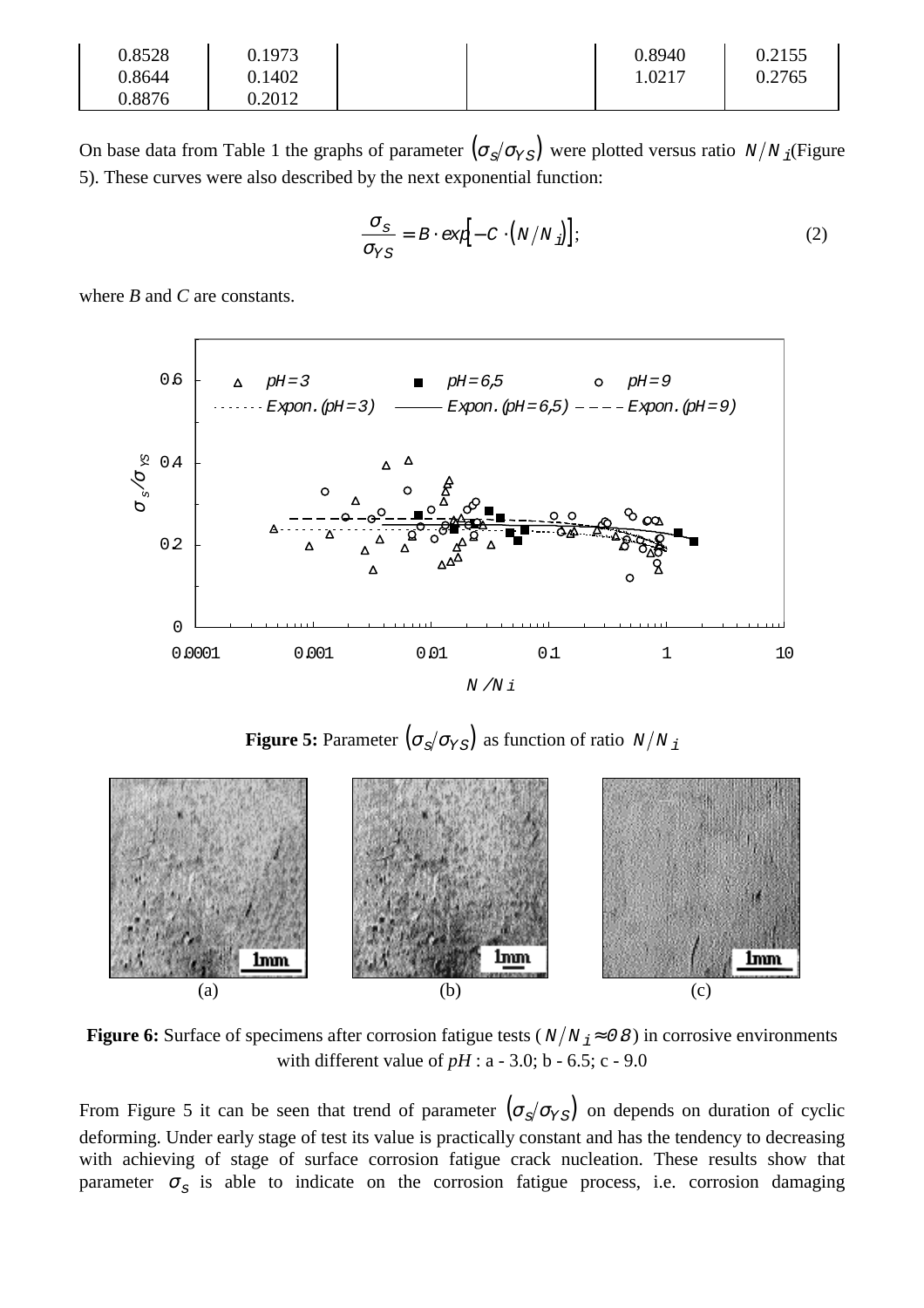| | | | | | |
|---|---|---|---|---|---|
| 0.8528 | 0.1973 | | | 0.8940 | 0.2155 |
| 0.8644 | 0.1402 | | | 1.0217 | 0.2765 |
| 0.8876 | 0.2012 | | | | |

On base data from Table 1 the graphs of parameter $(\sigma_S/\sigma_{YS})$ were plotted versus ratio $N/N_i$(Figure 5). These curves were also described by the next exponential function:

$$\frac{\sigma_S}{\sigma_{YS}} = B \cdot exp\left[-C \cdot \left(N/N_i\right)\right]; \tag{2}$$

where *B* and *C* are constants.

**Figure 5:** Parameter $(\sigma_S/\sigma_{YS})$ as function of ratio $N/N_i$

**Figure 6:** Surface of specimens after corrosion fatigue tests ($N/N_i \approx 0.8$) in corrosive environments with different value of *pH* : a - 3.0; b - 6.5; c - 9.0

From Figure 5 it can be seen that trend of parameter $(\sigma_S/\sigma_{YS})$ on depends on duration of cyclic deforming. Under early stage of test its value is practically constant and has the tendency to decreasing with achieving of stage of surface corrosion fatigue crack nucleation. These results show that parameter $\sigma_S$ is able to indicate on the corrosion fatigue process, i.e. corrosion damaging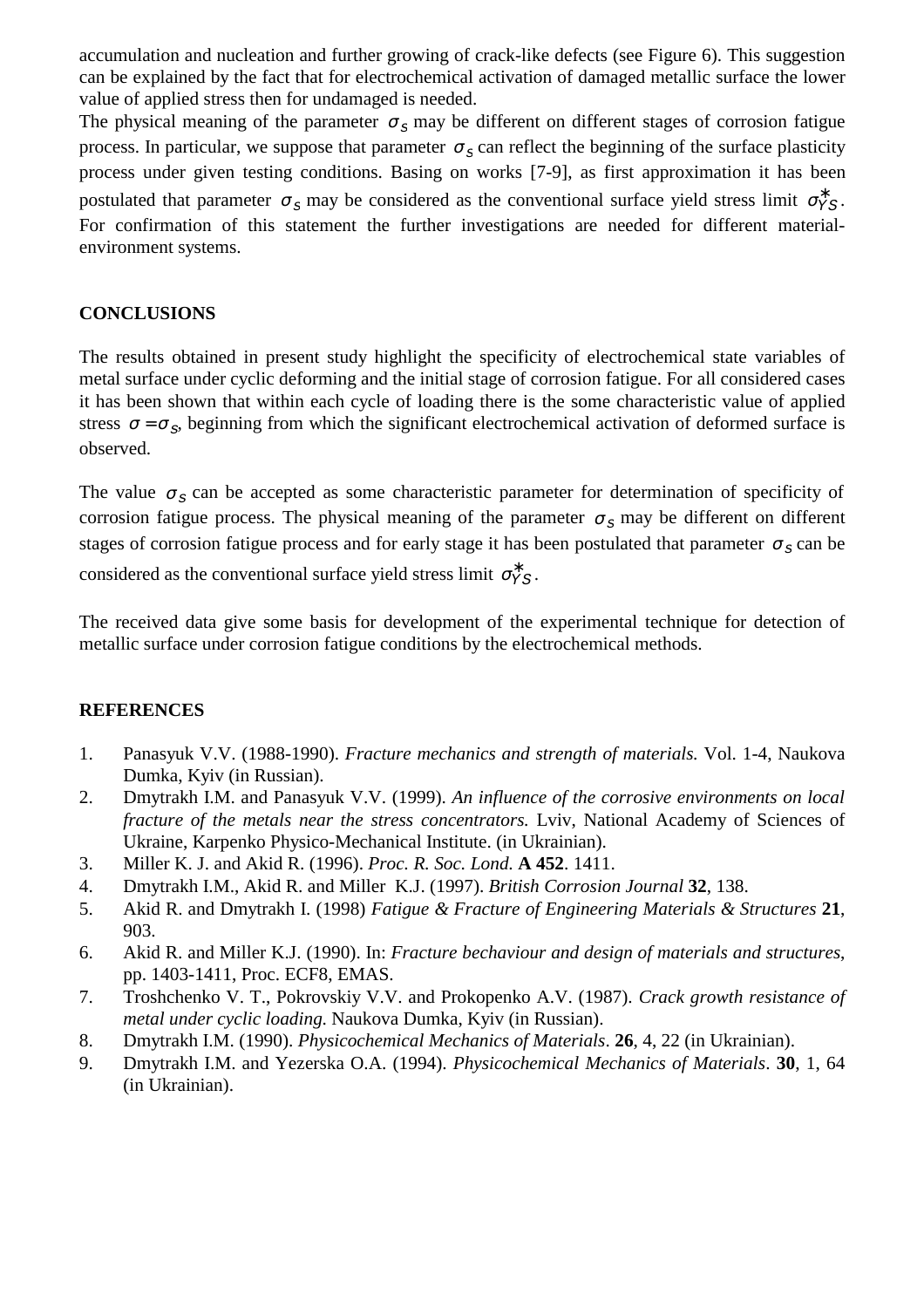accumulation and nucleation and further growing of crack-like defects (see Figure 6). This suggestion can be explained by the fact that for electrochemical activation of damaged metallic surface the lower value of applied stress then for undamaged is needed.

The physical meaning of the parameter $\sigma_S$ may be different on different stages of corrosion fatigue process. In particular, we suppose that parameter $\sigma_S$ can reflect the beginning of the surface plasticity process under given testing conditions. Basing on works [7-9], as first approximation it has been postulated that parameter $\sigma_S$ may be considered as the conventional surface yield stress limit $\sigma^*_{YS}$. For confirmation of this statement the further investigations are needed for different material-environment systems.

## CONCLUSIONS

The results obtained in present study highlight the specificity of electrochemical state variables of metal surface under cyclic deforming and the initial stage of corrosion fatigue. For all considered cases it has been shown that within each cycle of loading there is the some characteristic value of applied stress $\sigma = \sigma_S$, beginning from which the significant electrochemical activation of deformed surface is observed.

The value $\sigma_S$ can be accepted as some characteristic parameter for determination of specificity of corrosion fatigue process. The physical meaning of the parameter $\sigma_S$ may be different on different stages of corrosion fatigue process and for early stage it has been postulated that parameter $\sigma_S$ can be considered as the conventional surface yield stress limit $\sigma^*_{YS}$.

The received data give some basis for development of the experimental technique for detection of metallic surface under corrosion fatigue conditions by the electrochemical methods.

## REFERENCES

1. Panasyuk V.V. (1988-1990). *Fracture mechanics and strength of materials.* Vol. 1-4, Naukova Dumka, Kyiv (in Russian).
2. Dmytrakh I.M. and Panasyuk V.V. (1999). *An influence of the corrosive environments on local fracture of the metals near the stress concentrators.* Lviv, National Academy of Sciences of Ukraine, Karpenko Physico-Mechanical Institute. (in Ukrainian).
3. Miller K. J. and Akid R. (1996). *Proc. R. Soc. Lond.* **A 452**. 1411.
4. Dmytrakh I.M., Akid R. and Miller K.J. (1997). *British Corrosion Journal* **32**, 138.
5. Akid R. and Dmytrakh I. (1998) *Fatigue & Fracture of Engineering Materials & Structures* **21**, 903.
6. Akid R. and Miller K.J. (1990). In: *Fracture bechaviour and design of materials and structures*, pp. 1403-1411, Proc. ECF8, EMAS.
7. Troshchenko V. T., Pokrovskiy V.V. and Prokopenko A.V. (1987). *Crack growth resistance of metal under cyclic loading.* Naukova Dumka, Kyiv (in Russian).
8. Dmytrakh I.M. (1990). *Physicochemical Mechanics of Materials*. **26**, 4, 22 (in Ukrainian).
9. Dmytrakh I.M. and Yezerska O.A. (1994). *Physicochemical Mechanics of Materials*. **30**, 1, 64 (in Ukrainian).